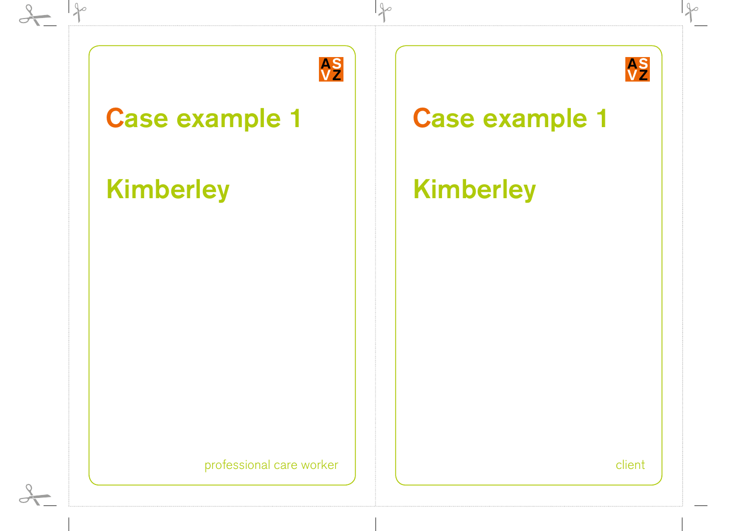ASVZ

# Case example 1

## Kimberley

professional care worker

ASVZ

# Case example 1

## Kimberley

client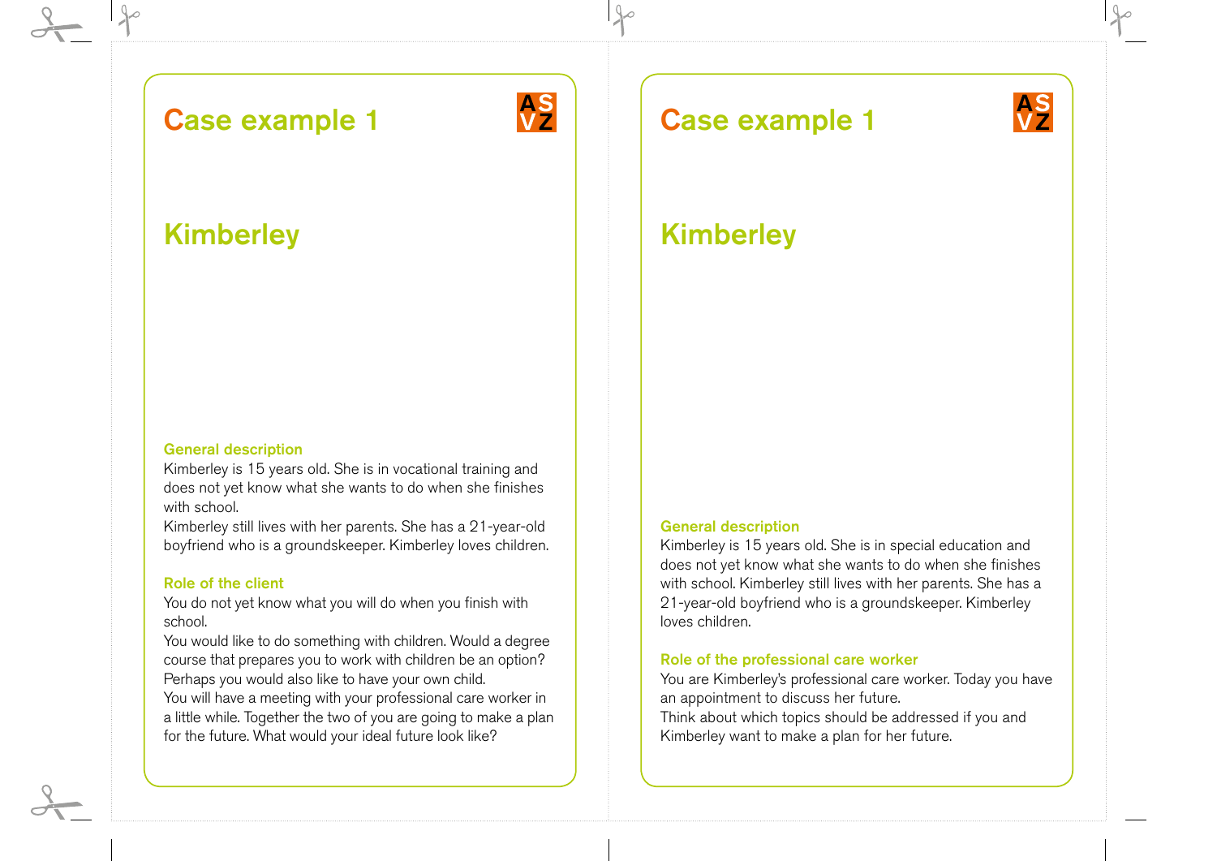## Case example 1

ASVZ

# Kimberley

### General description

Kimberley is 15 years old. She is in vocational training and does not yet know what she wants to do when she finishes with school.
Kimberley still lives with her parents. She has a 21-year-old boyfriend who is a groundskeeper. Kimberley loves children.

### Role of the client

You do not yet know what you will do when you finish with school.
You would like to do something with children. Would a degree course that prepares you to work with children be an option?
Perhaps you would also like to have your own child.
You will have a meeting with your professional care worker in a little while. Together the two of you are going to make a plan for the future. What would your ideal future look like?

## Case example 1

ASVZ

# Kimberley

### General description

Kimberley is 15 years old. She is in special education and does not yet know what she wants to do when she finishes with school. Kimberley still lives with her parents. She has a 21-year-old boyfriend who is a groundskeeper. Kimberley loves children.

### Role of the professional care worker

You are Kimberley's professional care worker. Today you have an appointment to discuss her future.
Think about which topics should be addressed if you and Kimberley want to make a plan for her future.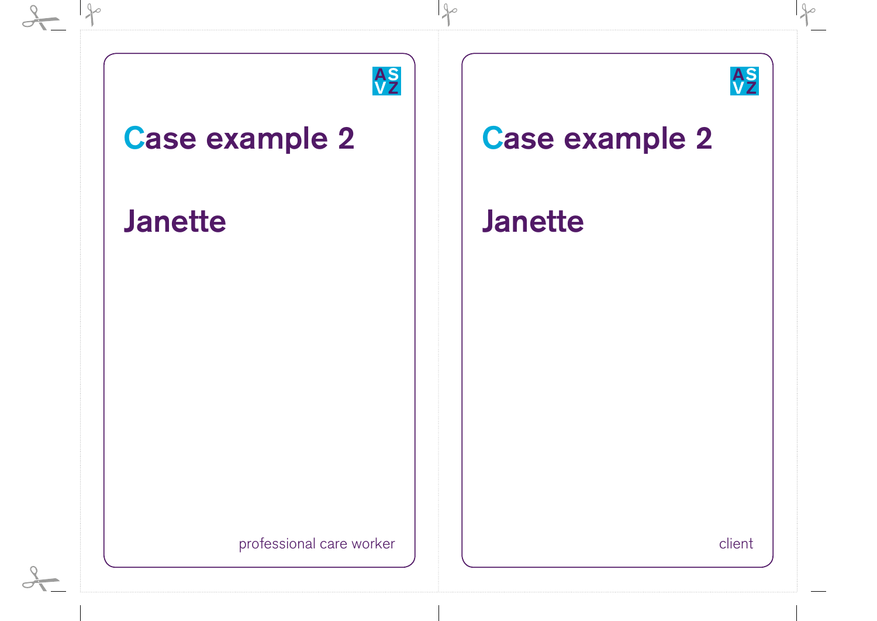ASVZ

# Case example 2

## Janette

professional care worker

ASVZ

# Case example 2

## Janette

client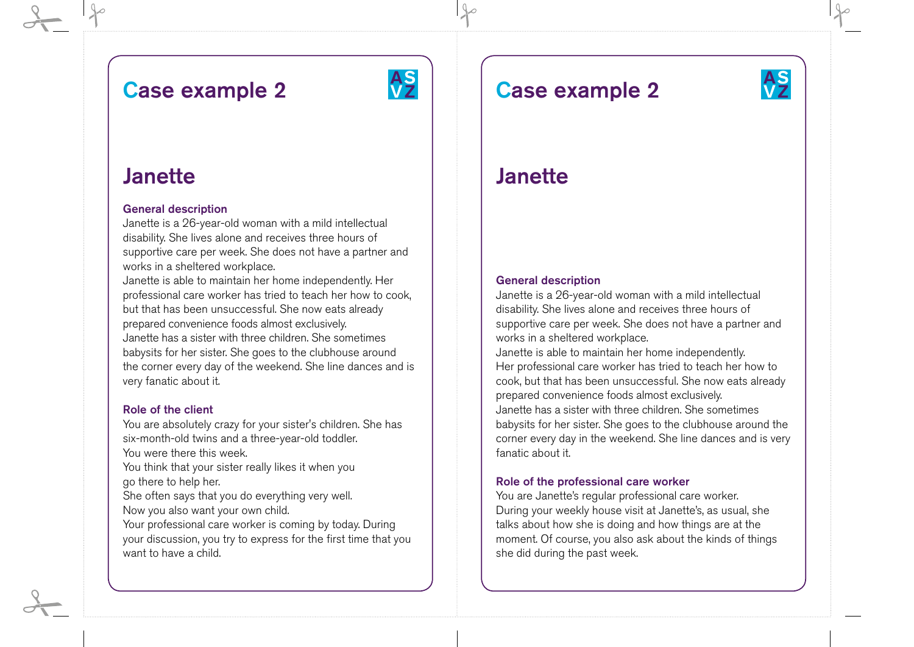# Case example 2

ASVZ

## Janette

### General description

Janette is a 26-year-old woman with a mild intellectual disability. She lives alone and receives three hours of supportive care per week. She does not have a partner and works in a sheltered workplace.
Janette is able to maintain her home independently. Her professional care worker has tried to teach her how to cook, but that has been unsuccessful. She now eats already prepared convenience foods almost exclusively.
Janette has a sister with three children. She sometimes babysits for her sister. She goes to the clubhouse around the corner every day of the weekend. She line dances and is very fanatic about it.

### Role of the client

You are absolutely crazy for your sister's children. She has six-month-old twins and a three-year-old toddler.
You were there this week.
You think that your sister really likes it when you go there to help her.
She often says that you do everything very well.
Now you also want your own child.
Your professional care worker is coming by today. During your discussion, you try to express for the first time that you want to have a child.

# Case example 2

ASVZ

## Janette

### General description

Janette is a 26-year-old woman with a mild intellectual disability. She lives alone and receives three hours of supportive care per week. She does not have a partner and works in a sheltered workplace.
Janette is able to maintain her home independently.
Her professional care worker has tried to teach her how to cook, but that has been unsuccessful. She now eats already prepared convenience foods almost exclusively.
Janette has a sister with three children. She sometimes babysits for her sister. She goes to the clubhouse around the corner every day in the weekend. She line dances and is very fanatic about it.

### Role of the professional care worker

You are Janette's regular professional care worker.
During your weekly house visit at Janette's, as usual, she talks about how she is doing and how things are at the moment. Of course, you also ask about the kinds of things she did during the past week.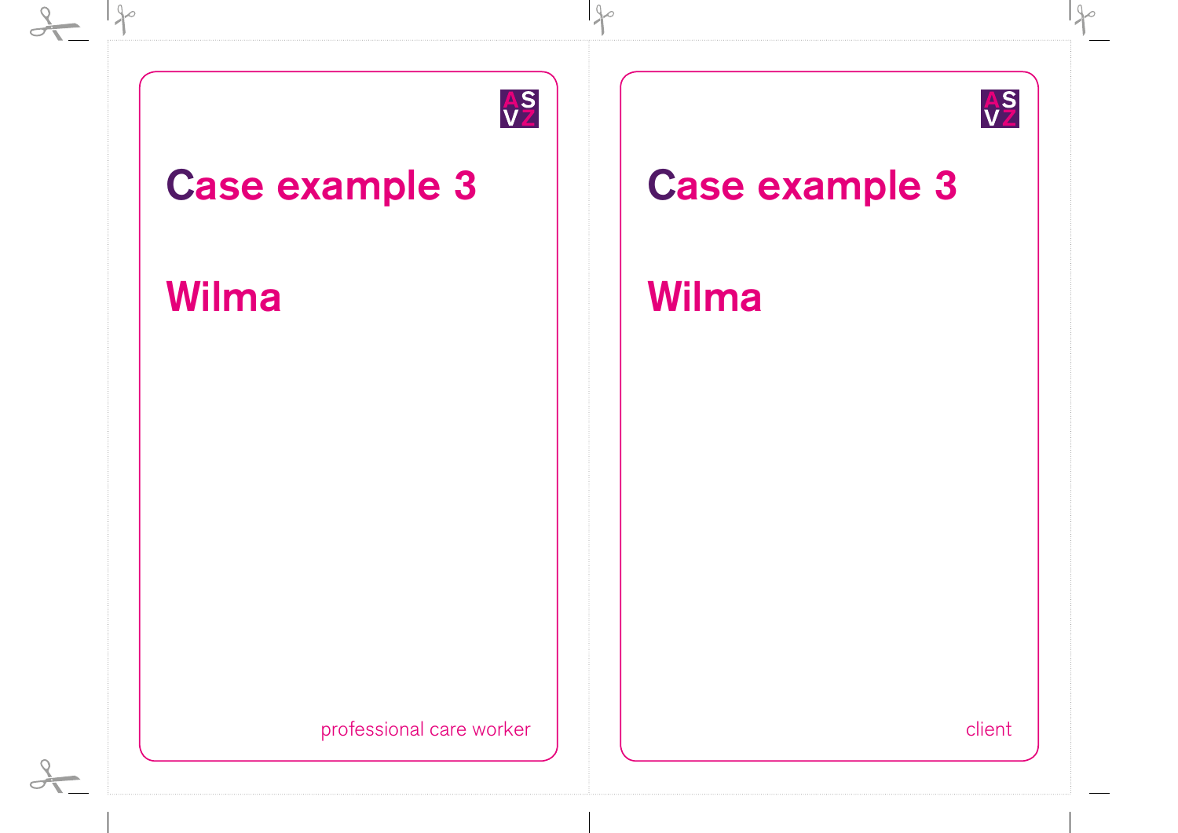ASVZ

# Case example 3

## Wilma

professional care worker

ASVZ

# Case example 3

## Wilma

client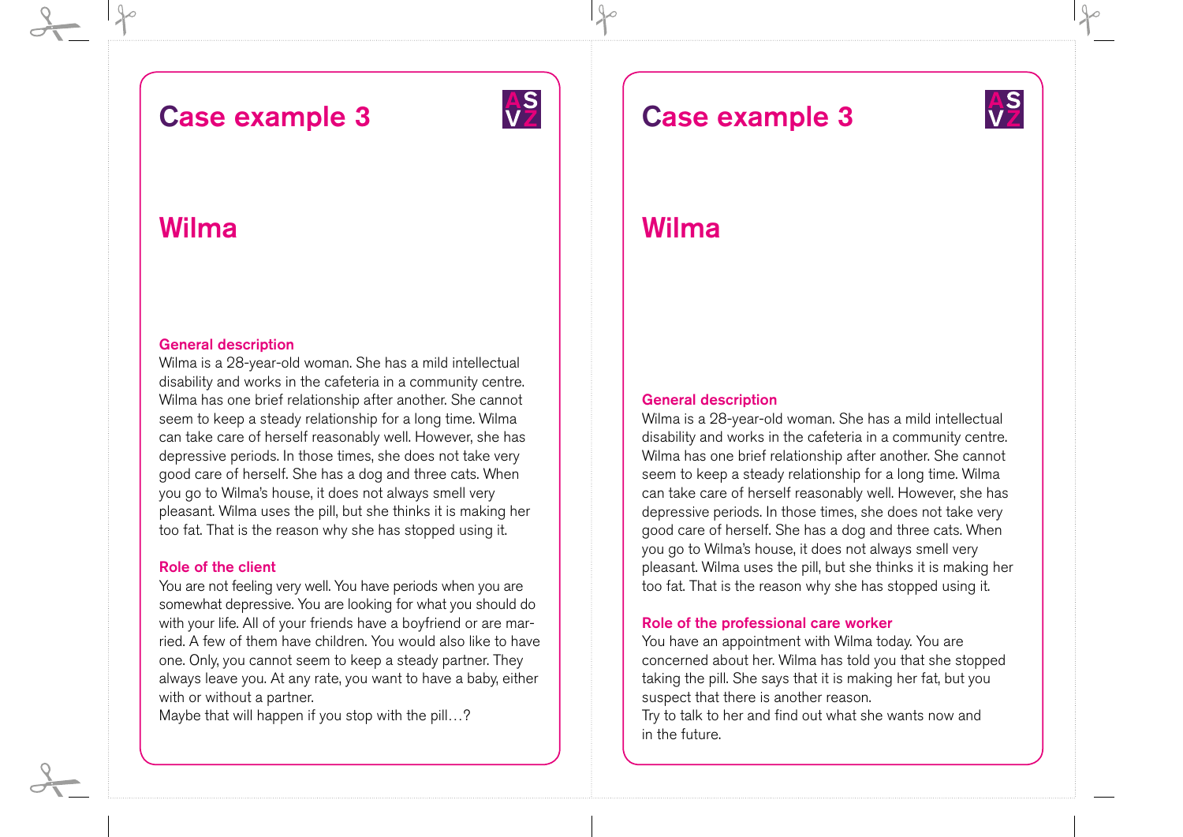# Case example 3

## Wilma

### General description

Wilma is a 28-year-old woman. She has a mild intellectual disability and works in the cafeteria in a community centre. Wilma has one brief relationship after another. She cannot seem to keep a steady relationship for a long time. Wilma can take care of herself reasonably well. However, she has depressive periods. In those times, she does not take very good care of herself. She has a dog and three cats. When you go to Wilma's house, it does not always smell very pleasant. Wilma uses the pill, but she thinks it is making her too fat. That is the reason why she has stopped using it.

### Role of the client

You are not feeling very well. You have periods when you are somewhat depressive. You are looking for what you should do with your life. All of your friends have a boyfriend or are married. A few of them have children. You would also like to have one. Only, you cannot seem to keep a steady partner. They always leave you. At any rate, you want to have a baby, either with or without a partner.
Maybe that will happen if you stop with the pill…?

# Case example 3

## Wilma

### General description

Wilma is a 28-year-old woman. She has a mild intellectual disability and works in the cafeteria in a community centre. Wilma has one brief relationship after another. She cannot seem to keep a steady relationship for a long time. Wilma can take care of herself reasonably well. However, she has depressive periods. In those times, she does not take very good care of herself. She has a dog and three cats. When you go to Wilma's house, it does not always smell very pleasant. Wilma uses the pill, but she thinks it is making her too fat. That is the reason why she has stopped using it.

### Role of the professional care worker

You have an appointment with Wilma today. You are concerned about her. Wilma has told you that she stopped taking the pill. She says that it is making her fat, but you suspect that there is another reason.
Try to talk to her and find out what she wants now and in the future.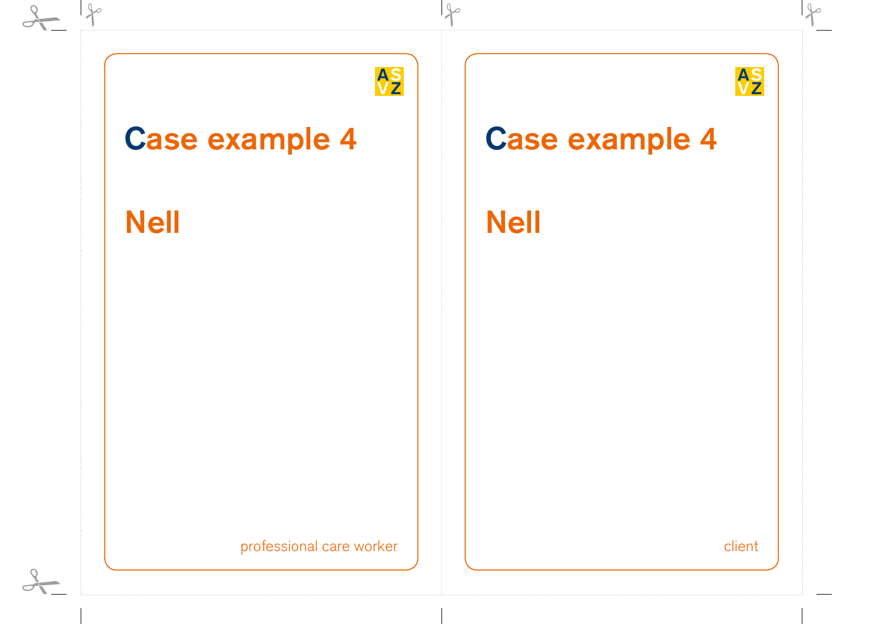ASVZ

# Case example 4

## Nell

professional care worker

ASVZ

# Case example 4

## Nell

client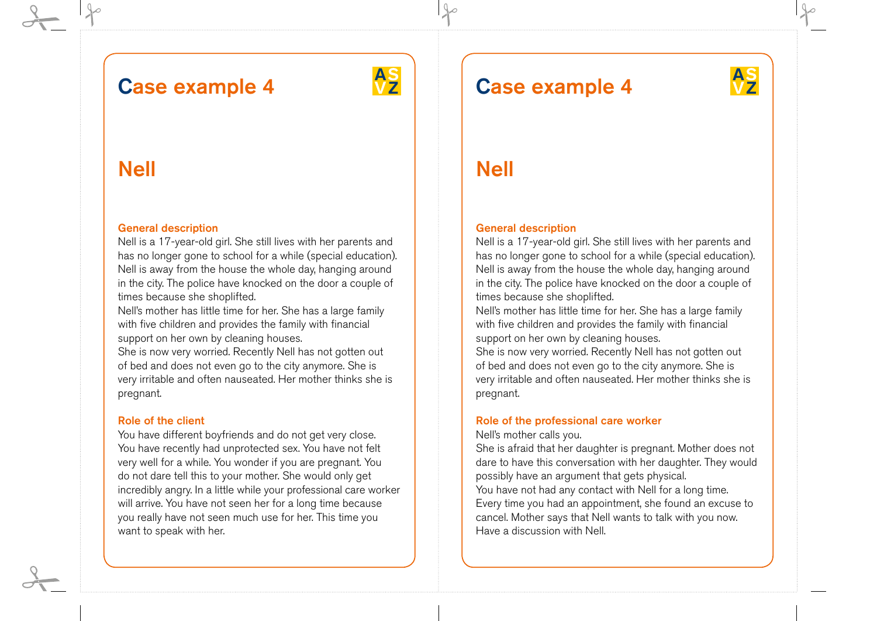# Case example 4

## Nell

### General description

Nell is a 17-year-old girl. She still lives with her parents and has no longer gone to school for a while (special education). Nell is away from the house the whole day, hanging around in the city. The police have knocked on the door a couple of times because she shoplifted.
Nell's mother has little time for her. She has a large family with five children and provides the family with financial support on her own by cleaning houses.
She is now very worried. Recently Nell has not gotten out of bed and does not even go to the city anymore. She is very irritable and often nauseated. Her mother thinks she is pregnant.

### Role of the client

You have different boyfriends and do not get very close. You have recently had unprotected sex. You have not felt very well for a while. You wonder if you are pregnant. You do not dare tell this to your mother. She would only get incredibly angry. In a little while your professional care worker will arrive. You have not seen her for a long time because you really have not seen much use for her. This time you want to speak with her.

# Case example 4

## Nell

### General description

Nell is a 17-year-old girl. She still lives with her parents and has no longer gone to school for a while (special education). Nell is away from the house the whole day, hanging around in the city. The police have knocked on the door a couple of times because she shoplifted.
Nell's mother has little time for her. She has a large family with five children and provides the family with financial support on her own by cleaning houses.
She is now very worried. Recently Nell has not gotten out of bed and does not even go to the city anymore. She is very irritable and often nauseated. Her mother thinks she is pregnant.

### Role of the professional care worker

Nell's mother calls you.
She is afraid that her daughter is pregnant. Mother does not dare to have this conversation with her daughter. They would possibly have an argument that gets physical.
You have not had any contact with Nell for a long time. Every time you had an appointment, she found an excuse to cancel. Mother says that Nell wants to talk with you now.
Have a discussion with Nell.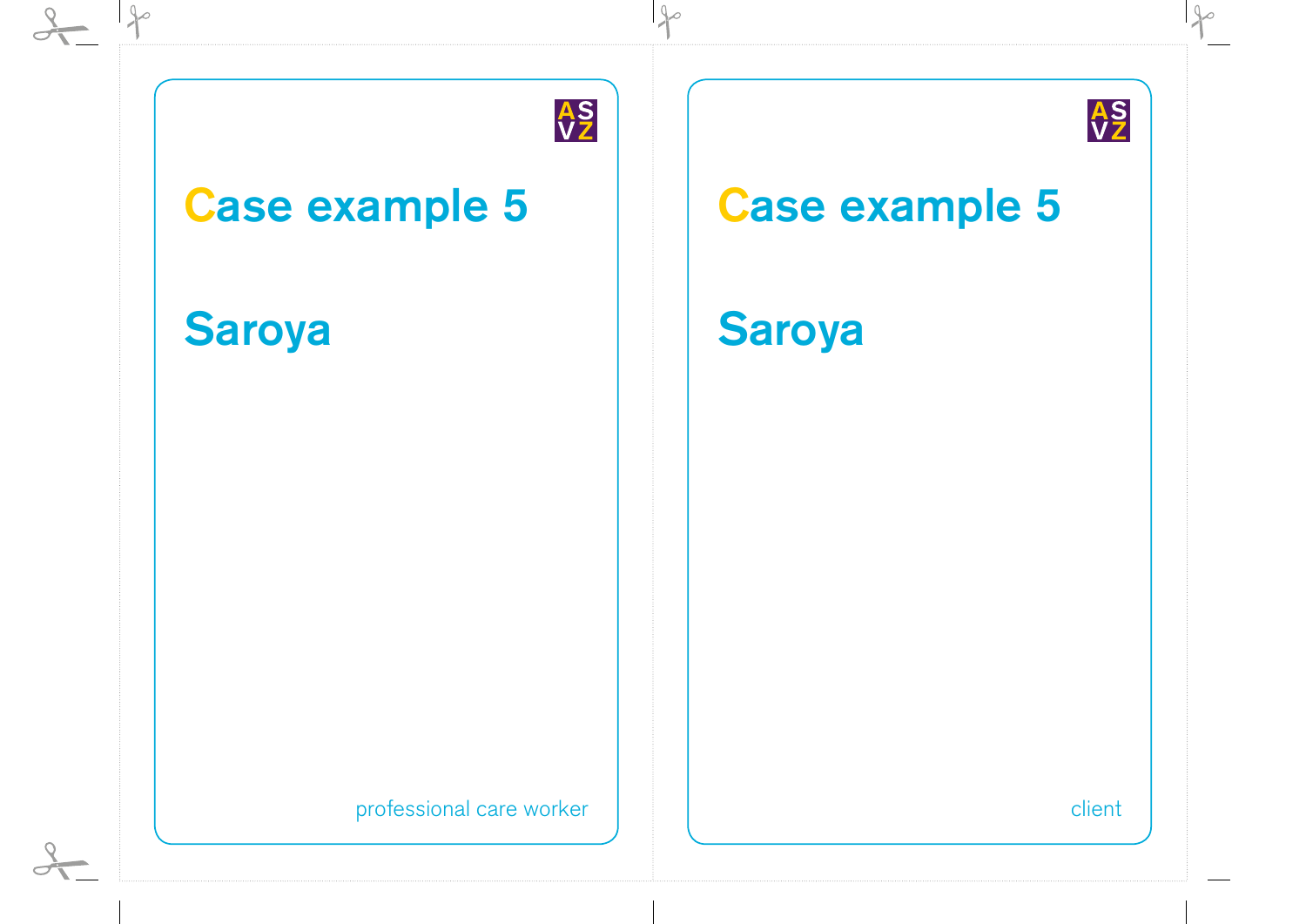ASVZ

# Case example 5

## Saroya

professional care worker

ASVZ

# Case example 5

## Saroya

client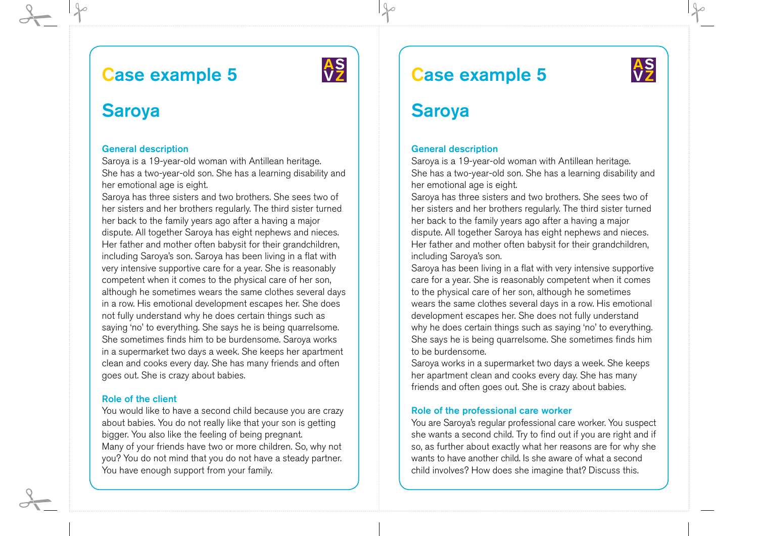# Case example 5

## Saroya

### General description

Saroya is a 19-year-old woman with Antillean heritage. She has a two-year-old son. She has a learning disability and her emotional age is eight.
Saroya has three sisters and two brothers. She sees two of her sisters and her brothers regularly. The third sister turned her back to the family years ago after a having a major dispute. All together Saroya has eight nephews and nieces. Her father and mother often babysit for their grandchildren, including Saroya's son. Saroya has been living in a flat with very intensive supportive care for a year. She is reasonably competent when it comes to the physical care of her son, although he sometimes wears the same clothes several days in a row. His emotional development escapes her. She does not fully understand why he does certain things such as saying 'no' to everything. She says he is being quarrelsome. She sometimes finds him to be burdensome. Saroya works in a supermarket two days a week. She keeps her apartment clean and cooks every day. She has many friends and often goes out. She is crazy about babies.

### Role of the client

You would like to have a second child because you are crazy about babies. You do not really like that your son is getting bigger. You also like the feeling of being pregnant.
Many of your friends have two or more children. So, why not you? You do not mind that you do not have a steady partner. You have enough support from your family.

# Case example 5

## Saroya

### General description

Saroya is a 19-year-old woman with Antillean heritage. She has a two-year-old son. She has a learning disability and her emotional age is eight.
Saroya has three sisters and two brothers. She sees two of her sisters and her brothers regularly. The third sister turned her back to the family years ago after a having a major dispute. All together Saroya has eight nephews and nieces. Her father and mother often babysit for their grandchildren, including Saroya's son.
Saroya has been living in a flat with very intensive supportive care for a year. She is reasonably competent when it comes to the physical care of her son, although he sometimes wears the same clothes several days in a row. His emotional development escapes her. She does not fully understand why he does certain things such as saying 'no' to everything. She says he is being quarrelsome. She sometimes finds him to be burdensome.
Saroya works in a supermarket two days a week. She keeps her apartment clean and cooks every day. She has many friends and often goes out. She is crazy about babies.

### Role of the professional care worker

You are Saroya's regular professional care worker. You suspect she wants a second child. Try to find out if you are right and if so, as further about exactly what her reasons are for why she wants to have another child. Is she aware of what a second child involves? How does she imagine that? Discuss this.